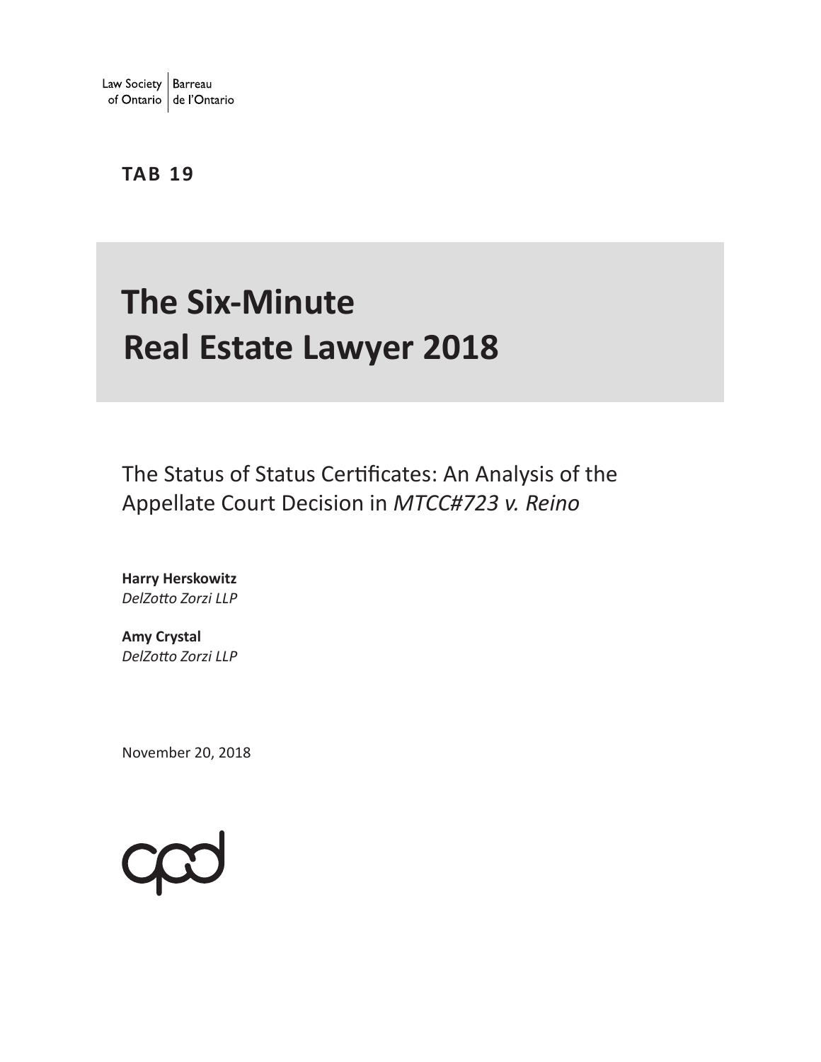Law Society of Ontario | Barreau de l'Ontario

**TAB 19**

# The Six-Minute Real Estate Lawyer 2018

## The Status of Status Certificates: An Analysis of the Appellate Court Decision in *MTCC#723 v. Reino*

**Harry Herskowitz**
*DelZotto Zorzi LLP*

**Amy Crystal**
*DelZotto Zorzi LLP*

November 20, 2018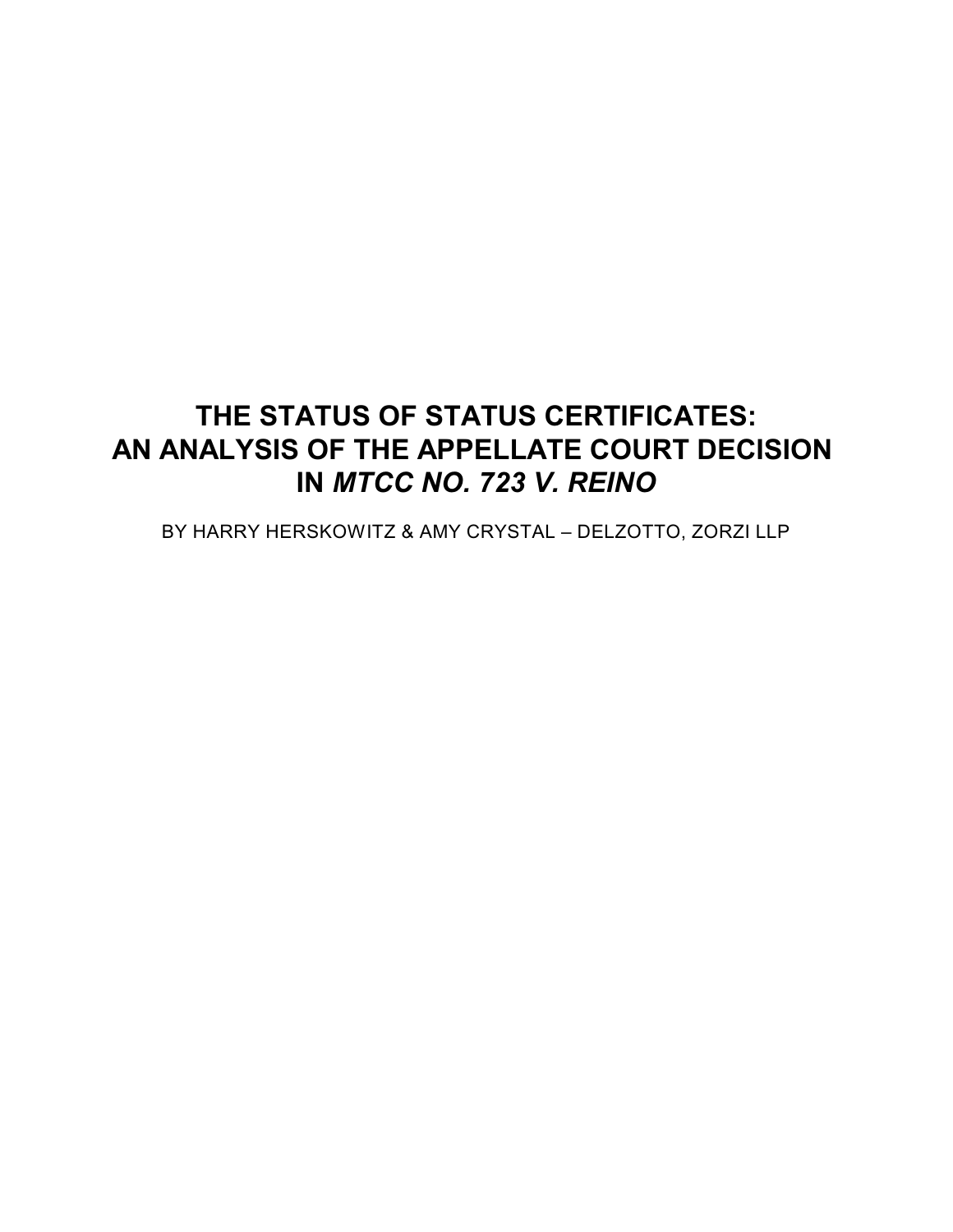# THE STATUS OF STATUS CERTIFICATES: AN ANALYSIS OF THE APPELLATE COURT DECISION IN *MTCC NO. 723 V. REINO*

BY HARRY HERSKOWITZ & AMY CRYSTAL – DELZOTTO, ZORZI LLP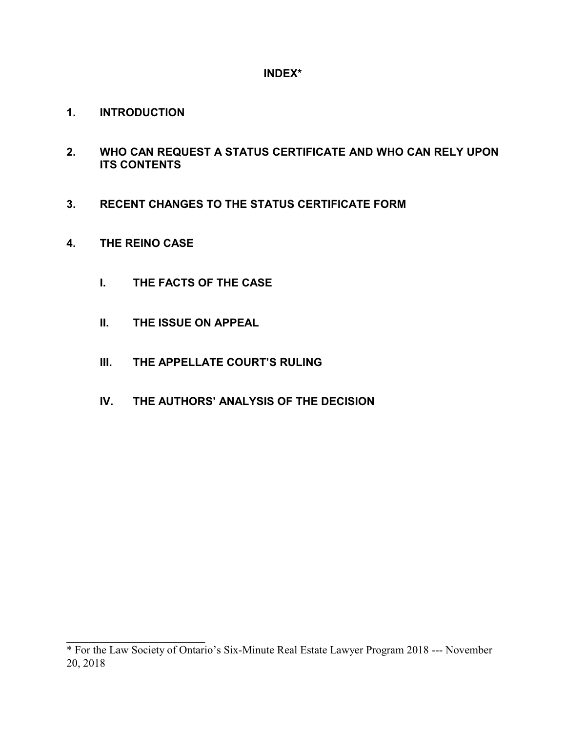# INDEX*

1. **INTRODUCTION**

2. **WHO CAN REQUEST A STATUS CERTIFICATE AND WHO CAN RELY UPON ITS CONTENTS**

3. **RECENT CHANGES TO THE STATUS CERTIFICATE FORM**

4. **THE REINO CASE**

   I. **THE FACTS OF THE CASE**

   II. **THE ISSUE ON APPEAL**

   III. **THE APPELLATE COURT'S RULING**

   IV. **THE AUTHORS' ANALYSIS OF THE DECISION**

---

* For the Law Society of Ontario's Six-Minute Real Estate Lawyer Program 2018 --- November 20, 2018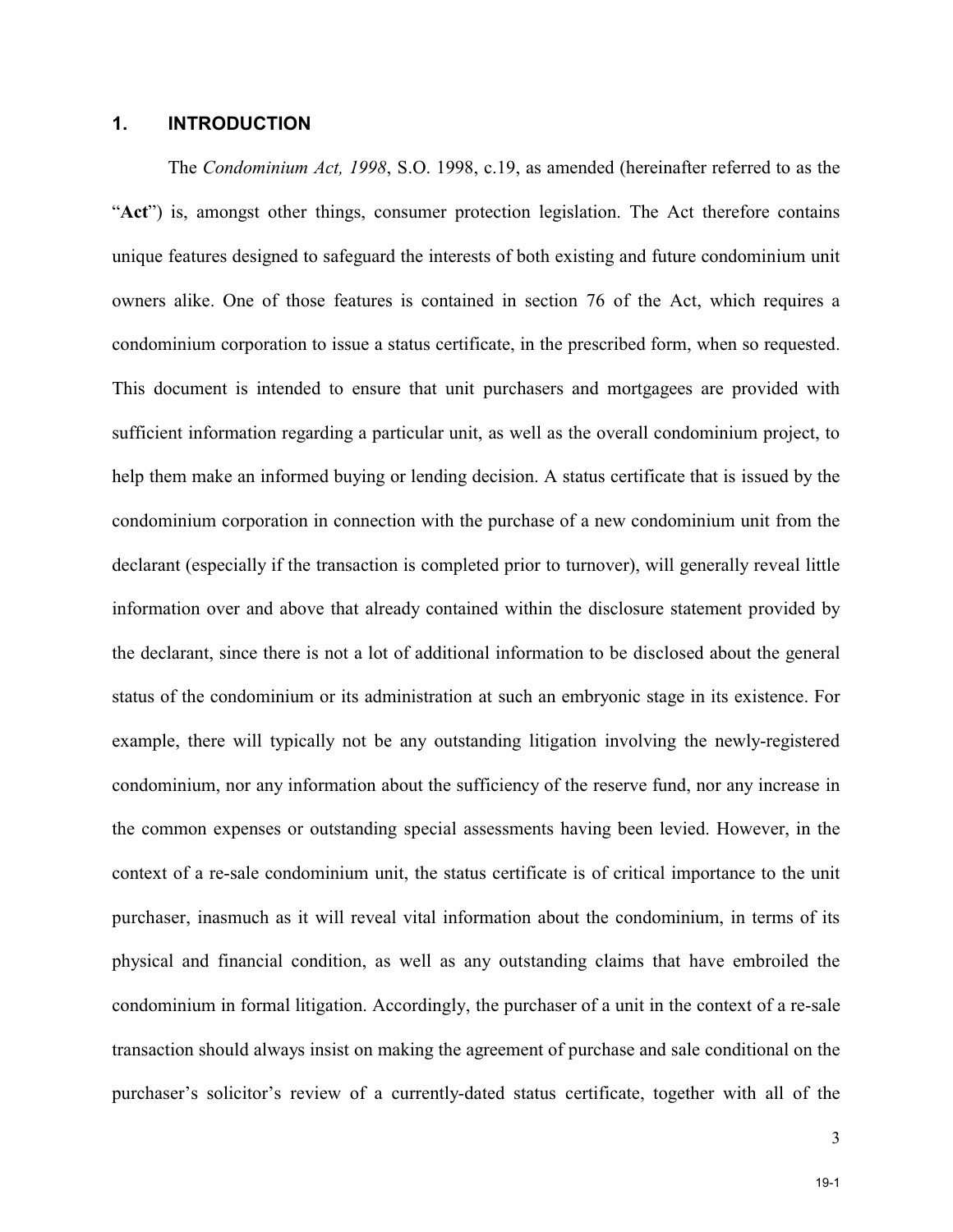## 1. INTRODUCTION

The *Condominium Act, 1998*, S.O. 1998, c.19, as amended (hereinafter referred to as the "**Act**") is, amongst other things, consumer protection legislation. The Act therefore contains unique features designed to safeguard the interests of both existing and future condominium unit owners alike. One of those features is contained in section 76 of the Act, which requires a condominium corporation to issue a status certificate, in the prescribed form, when so requested. This document is intended to ensure that unit purchasers and mortgagees are provided with sufficient information regarding a particular unit, as well as the overall condominium project, to help them make an informed buying or lending decision. A status certificate that is issued by the condominium corporation in connection with the purchase of a new condominium unit from the declarant (especially if the transaction is completed prior to turnover), will generally reveal little information over and above that already contained within the disclosure statement provided by the declarant, since there is not a lot of additional information to be disclosed about the general status of the condominium or its administration at such an embryonic stage in its existence. For example, there will typically not be any outstanding litigation involving the newly-registered condominium, nor any information about the sufficiency of the reserve fund, nor any increase in the common expenses or outstanding special assessments having been levied. However, in the context of a re-sale condominium unit, the status certificate is of critical importance to the unit purchaser, inasmuch as it will reveal vital information about the condominium, in terms of its physical and financial condition, as well as any outstanding claims that have embroiled the condominium in formal litigation. Accordingly, the purchaser of a unit in the context of a re-sale transaction should always insist on making the agreement of purchase and sale conditional on the purchaser's solicitor's review of a currently-dated status certificate, together with all of the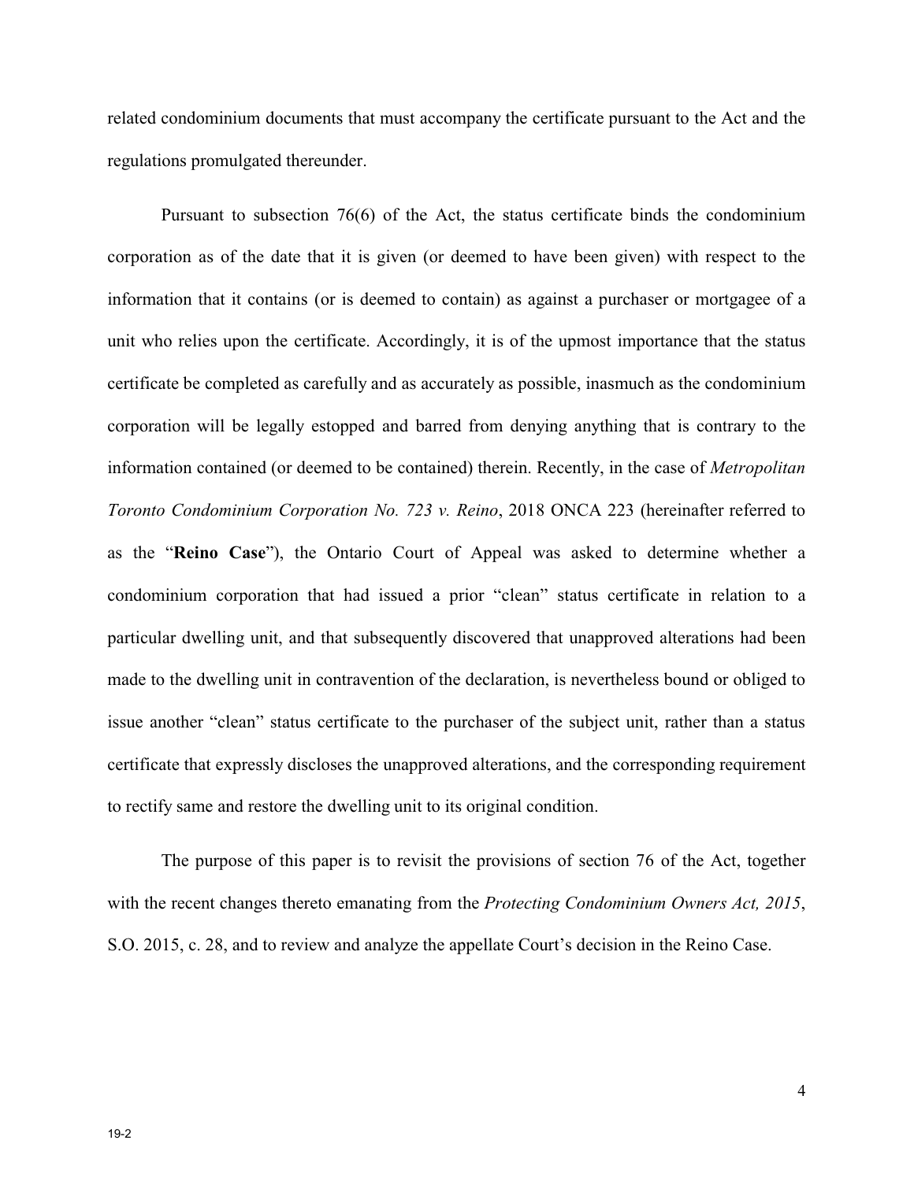related condominium documents that must accompany the certificate pursuant to the Act and the regulations promulgated thereunder.

Pursuant to subsection 76(6) of the Act, the status certificate binds the condominium corporation as of the date that it is given (or deemed to have been given) with respect to the information that it contains (or is deemed to contain) as against a purchaser or mortgagee of a unit who relies upon the certificate. Accordingly, it is of the upmost importance that the status certificate be completed as carefully and as accurately as possible, inasmuch as the condominium corporation will be legally estopped and barred from denying anything that is contrary to the information contained (or deemed to be contained) therein. Recently, in the case of *Metropolitan Toronto Condominium Corporation No. 723 v. Reino*, 2018 ONCA 223 (hereinafter referred to as the "**Reino Case**"), the Ontario Court of Appeal was asked to determine whether a condominium corporation that had issued a prior "clean" status certificate in relation to a particular dwelling unit, and that subsequently discovered that unapproved alterations had been made to the dwelling unit in contravention of the declaration, is nevertheless bound or obliged to issue another "clean" status certificate to the purchaser of the subject unit, rather than a status certificate that expressly discloses the unapproved alterations, and the corresponding requirement to rectify same and restore the dwelling unit to its original condition.

The purpose of this paper is to revisit the provisions of section 76 of the Act, together with the recent changes thereto emanating from the *Protecting Condominium Owners Act, 2015*, S.O. 2015, c. 28, and to review and analyze the appellate Court's decision in the Reino Case.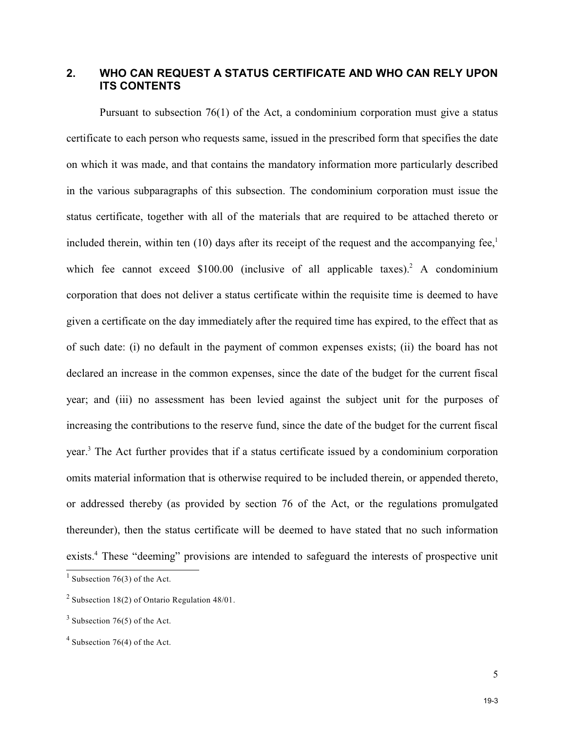## 2. WHO CAN REQUEST A STATUS CERTIFICATE AND WHO CAN RELY UPON ITS CONTENTS

Pursuant to subsection 76(1) of the Act, a condominium corporation must give a status certificate to each person who requests same, issued in the prescribed form that specifies the date on which it was made, and that contains the mandatory information more particularly described in the various subparagraphs of this subsection. The condominium corporation must issue the status certificate, together with all of the materials that are required to be attached thereto or included therein, within ten (10) days after its receipt of the request and the accompanying fee,[1] which fee cannot exceed $100.00 (inclusive of all applicable taxes).[2] A condominium corporation that does not deliver a status certificate within the requisite time is deemed to have given a certificate on the day immediately after the required time has expired, to the effect that as of such date: (i) no default in the payment of common expenses exists; (ii) the board has not declared an increase in the common expenses, since the date of the budget for the current fiscal year; and (iii) no assessment has been levied against the subject unit for the purposes of increasing the contributions to the reserve fund, since the date of the budget for the current fiscal year.[3] The Act further provides that if a status certificate issued by a condominium corporation omits material information that is otherwise required to be included therein, or appended thereto, or addressed thereby (as provided by section 76 of the Act, or the regulations promulgated thereunder), then the status certificate will be deemed to have stated that no such information exists.[4] These "deeming" provisions are intended to safeguard the interests of prospective unit

---

[1] Subsection 76(3) of the Act.

[2] Subsection 18(2) of Ontario Regulation 48/01.

[3] Subsection 76(5) of the Act.

[4] Subsection 76(4) of the Act.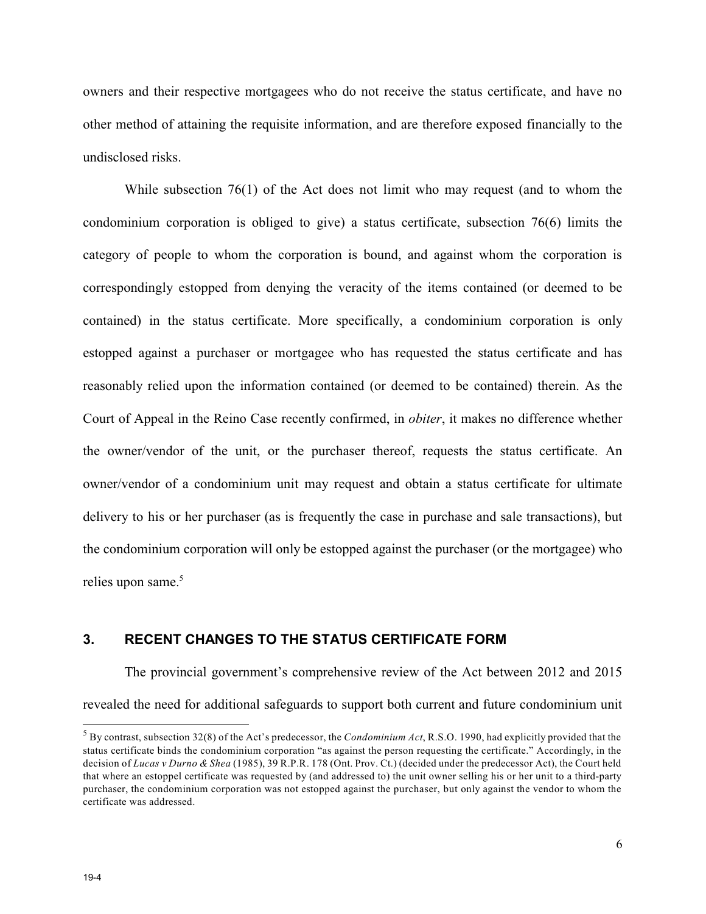owners and their respective mortgagees who do not receive the status certificate, and have no other method of attaining the requisite information, and are therefore exposed financially to the undisclosed risks.

While subsection 76(1) of the Act does not limit who may request (and to whom the condominium corporation is obliged to give) a status certificate, subsection 76(6) limits the category of people to whom the corporation is bound, and against whom the corporation is correspondingly estopped from denying the veracity of the items contained (or deemed to be contained) in the status certificate. More specifically, a condominium corporation is only estopped against a purchaser or mortgagee who has requested the status certificate and has reasonably relied upon the information contained (or deemed to be contained) therein. As the Court of Appeal in the Reino Case recently confirmed, in *obiter*, it makes no difference whether the owner/vendor of the unit, or the purchaser thereof, requests the status certificate. An owner/vendor of a condominium unit may request and obtain a status certificate for ultimate delivery to his or her purchaser (as is frequently the case in purchase and sale transactions), but the condominium corporation will only be estopped against the purchaser (or the mortgagee) who relies upon same.[5]

## 3. RECENT CHANGES TO THE STATUS CERTIFICATE FORM

The provincial government's comprehensive review of the Act between 2012 and 2015 revealed the need for additional safeguards to support both current and future condominium unit

---

[5] By contrast, subsection 32(8) of the Act's predecessor, the *Condominium Act*, R.S.O. 1990, had explicitly provided that the status certificate binds the condominium corporation "as against the person requesting the certificate." Accordingly, in the decision of *Lucas v Durno & Shea* (1985), 39 R.P.R. 178 (Ont. Prov. Ct.) (decided under the predecessor Act), the Court held that where an estoppel certificate was requested by (and addressed to) the unit owner selling his or her unit to a third-party purchaser, the condominium corporation was not estopped against the purchaser, but only against the vendor to whom the certificate was addressed.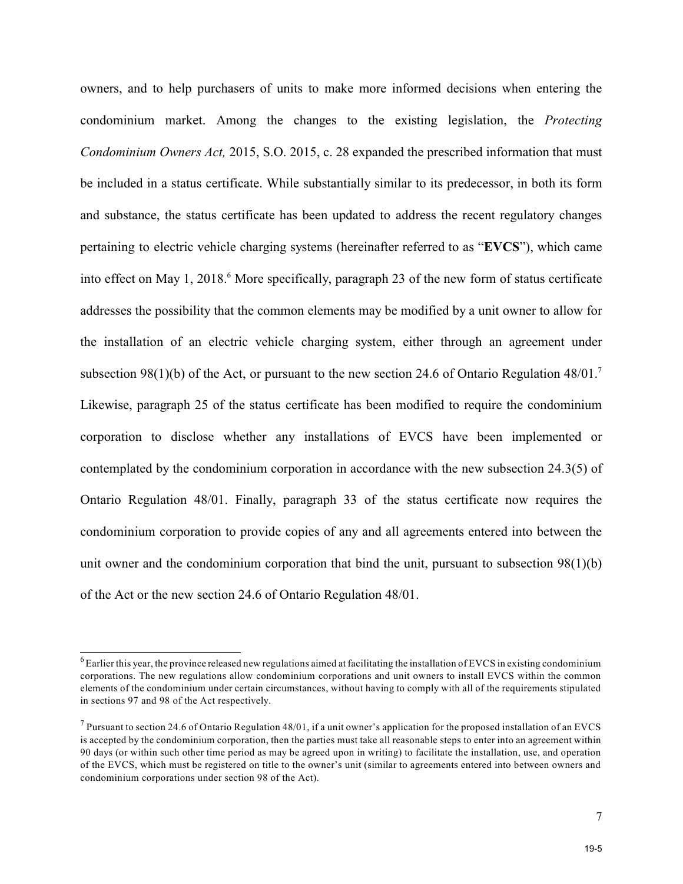owners, and to help purchasers of units to make more informed decisions when entering the condominium market. Among the changes to the existing legislation, the *Protecting Condominium Owners Act,* 2015, S.O. 2015, c. 28 expanded the prescribed information that must be included in a status certificate. While substantially similar to its predecessor, in both its form and substance, the status certificate has been updated to address the recent regulatory changes pertaining to electric vehicle charging systems (hereinafter referred to as "**EVCS**"), which came into effect on May 1, 2018.[6] More specifically, paragraph 23 of the new form of status certificate addresses the possibility that the common elements may be modified by a unit owner to allow for the installation of an electric vehicle charging system, either through an agreement under subsection 98(1)(b) of the Act, or pursuant to the new section 24.6 of Ontario Regulation 48/01.[7] Likewise, paragraph 25 of the status certificate has been modified to require the condominium corporation to disclose whether any installations of EVCS have been implemented or contemplated by the condominium corporation in accordance with the new subsection 24.3(5) of Ontario Regulation 48/01. Finally, paragraph 33 of the status certificate now requires the condominium corporation to provide copies of any and all agreements entered into between the unit owner and the condominium corporation that bind the unit, pursuant to subsection 98(1)(b) of the Act or the new section 24.6 of Ontario Regulation 48/01.

---

[6] Earlier this year, the province released new regulations aimed at facilitating the installation of EVCS in existing condominium corporations. The new regulations allow condominium corporations and unit owners to install EVCS within the common elements of the condominium under certain circumstances, without having to comply with all of the requirements stipulated in sections 97 and 98 of the Act respectively.

[7] Pursuant to section 24.6 of Ontario Regulation 48/01, if a unit owner's application for the proposed installation of an EVCS is accepted by the condominium corporation, then the parties must take all reasonable steps to enter into an agreement within 90 days (or within such other time period as may be agreed upon in writing) to facilitate the installation, use, and operation of the EVCS, which must be registered on title to the owner's unit (similar to agreements entered into between owners and condominium corporations under section 98 of the Act).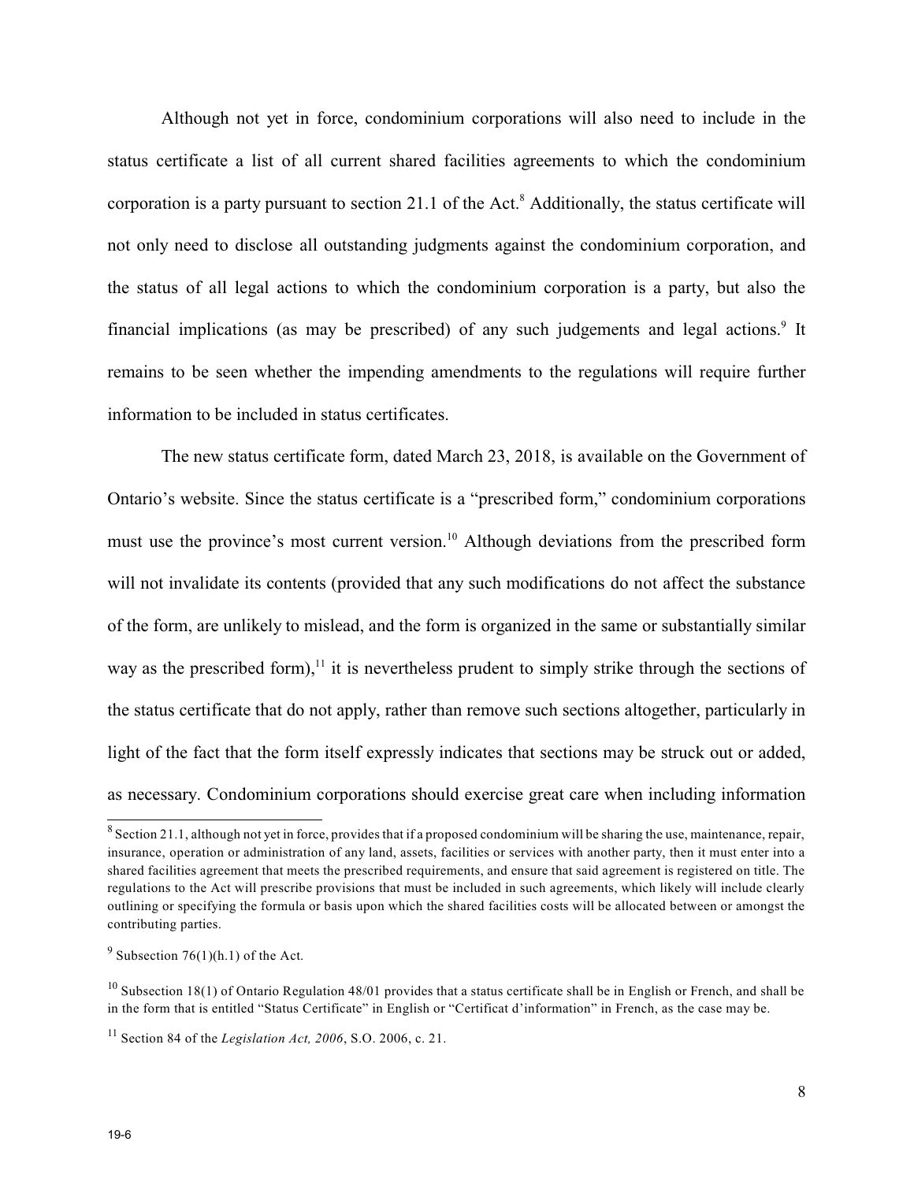Although not yet in force, condominium corporations will also need to include in the status certificate a list of all current shared facilities agreements to which the condominium corporation is a party pursuant to section 21.1 of the Act.[8] Additionally, the status certificate will not only need to disclose all outstanding judgments against the condominium corporation, and the status of all legal actions to which the condominium corporation is a party, but also the financial implications (as may be prescribed) of any such judgements and legal actions.[9] It remains to be seen whether the impending amendments to the regulations will require further information to be included in status certificates.

The new status certificate form, dated March 23, 2018, is available on the Government of Ontario's website. Since the status certificate is a "prescribed form," condominium corporations must use the province's most current version.[10] Although deviations from the prescribed form will not invalidate its contents (provided that any such modifications do not affect the substance of the form, are unlikely to mislead, and the form is organized in the same or substantially similar way as the prescribed form),[11] it is nevertheless prudent to simply strike through the sections of the status certificate that do not apply, rather than remove such sections altogether, particularly in light of the fact that the form itself expressly indicates that sections may be struck out or added, as necessary. Condominium corporations should exercise great care when including information

---

[8] Section 21.1, although not yet in force, provides that if a proposed condominium will be sharing the use, maintenance, repair, insurance, operation or administration of any land, assets, facilities or services with another party, then it must enter into a shared facilities agreement that meets the prescribed requirements, and ensure that said agreement is registered on title. The regulations to the Act will prescribe provisions that must be included in such agreements, which likely will include clearly outlining or specifying the formula or basis upon which the shared facilities costs will be allocated between or amongst the contributing parties.

[9] Subsection 76(1)(h.1) of the Act.

[10] Subsection 18(1) of Ontario Regulation 48/01 provides that a status certificate shall be in English or French, and shall be in the form that is entitled "Status Certificate" in English or "Certificat d'information" in French, as the case may be.

[11] Section 84 of the *Legislation Act, 2006*, S.O. 2006, c. 21.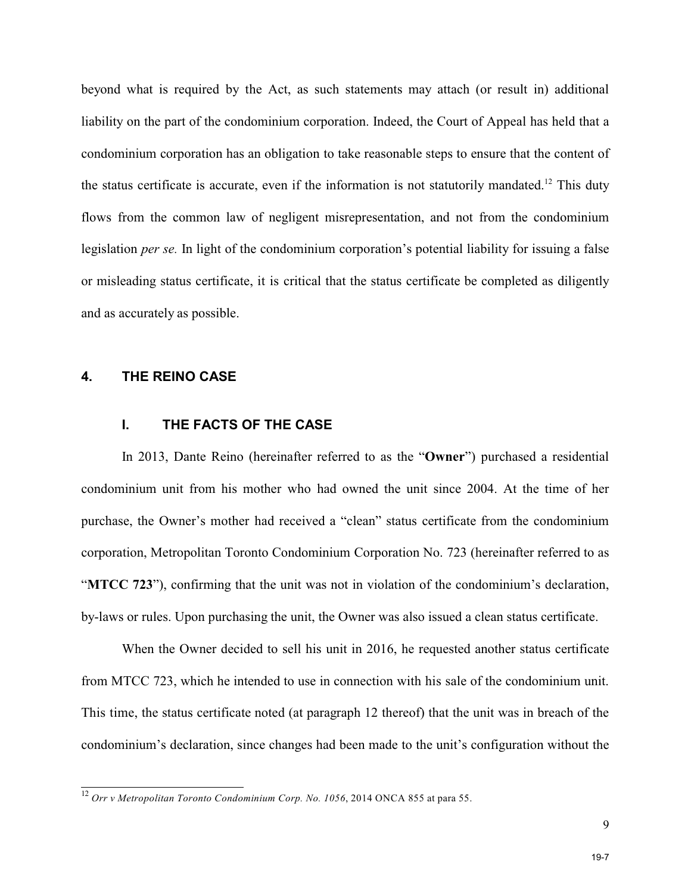beyond what is required by the Act, as such statements may attach (or result in) additional liability on the part of the condominium corporation. Indeed, the Court of Appeal has held that a condominium corporation has an obligation to take reasonable steps to ensure that the content of the status certificate is accurate, even if the information is not statutorily mandated.[12] This duty flows from the common law of negligent misrepresentation, and not from the condominium legislation *per se.* In light of the condominium corporation's potential liability for issuing a false or misleading status certificate, it is critical that the status certificate be completed as diligently and as accurately as possible.

## 4. THE REINO CASE

### I. THE FACTS OF THE CASE

In 2013, Dante Reino (hereinafter referred to as the "**Owner**") purchased a residential condominium unit from his mother who had owned the unit since 2004. At the time of her purchase, the Owner's mother had received a "clean" status certificate from the condominium corporation, Metropolitan Toronto Condominium Corporation No. 723 (hereinafter referred to as "**MTCC 723**"), confirming that the unit was not in violation of the condominium's declaration, by-laws or rules. Upon purchasing the unit, the Owner was also issued a clean status certificate.

When the Owner decided to sell his unit in 2016, he requested another status certificate from MTCC 723, which he intended to use in connection with his sale of the condominium unit. This time, the status certificate noted (at paragraph 12 thereof) that the unit was in breach of the condominium's declaration, since changes had been made to the unit's configuration without the

[12] *Orr v Metropolitan Toronto Condominium Corp. No. 1056*, 2014 ONCA 855 at para 55.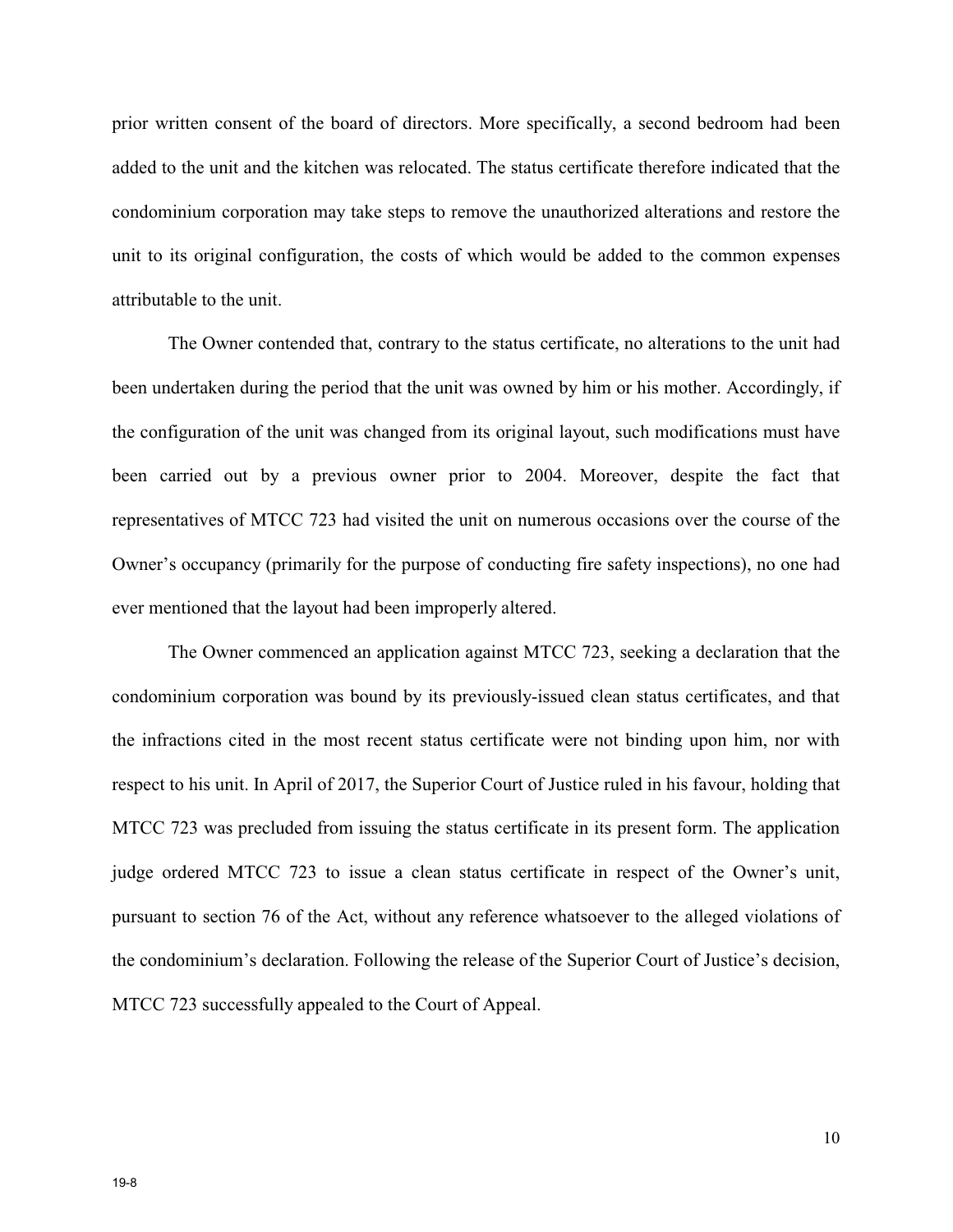prior written consent of the board of directors. More specifically, a second bedroom had been added to the unit and the kitchen was relocated. The status certificate therefore indicated that the condominium corporation may take steps to remove the unauthorized alterations and restore the unit to its original configuration, the costs of which would be added to the common expenses attributable to the unit.

The Owner contended that, contrary to the status certificate, no alterations to the unit had been undertaken during the period that the unit was owned by him or his mother. Accordingly, if the configuration of the unit was changed from its original layout, such modifications must have been carried out by a previous owner prior to 2004. Moreover, despite the fact that representatives of MTCC 723 had visited the unit on numerous occasions over the course of the Owner's occupancy (primarily for the purpose of conducting fire safety inspections), no one had ever mentioned that the layout had been improperly altered.

The Owner commenced an application against MTCC 723, seeking a declaration that the condominium corporation was bound by its previously-issued clean status certificates, and that the infractions cited in the most recent status certificate were not binding upon him, nor with respect to his unit. In April of 2017, the Superior Court of Justice ruled in his favour, holding that MTCC 723 was precluded from issuing the status certificate in its present form. The application judge ordered MTCC 723 to issue a clean status certificate in respect of the Owner's unit, pursuant to section 76 of the Act, without any reference whatsoever to the alleged violations of the condominium's declaration. Following the release of the Superior Court of Justice's decision, MTCC 723 successfully appealed to the Court of Appeal.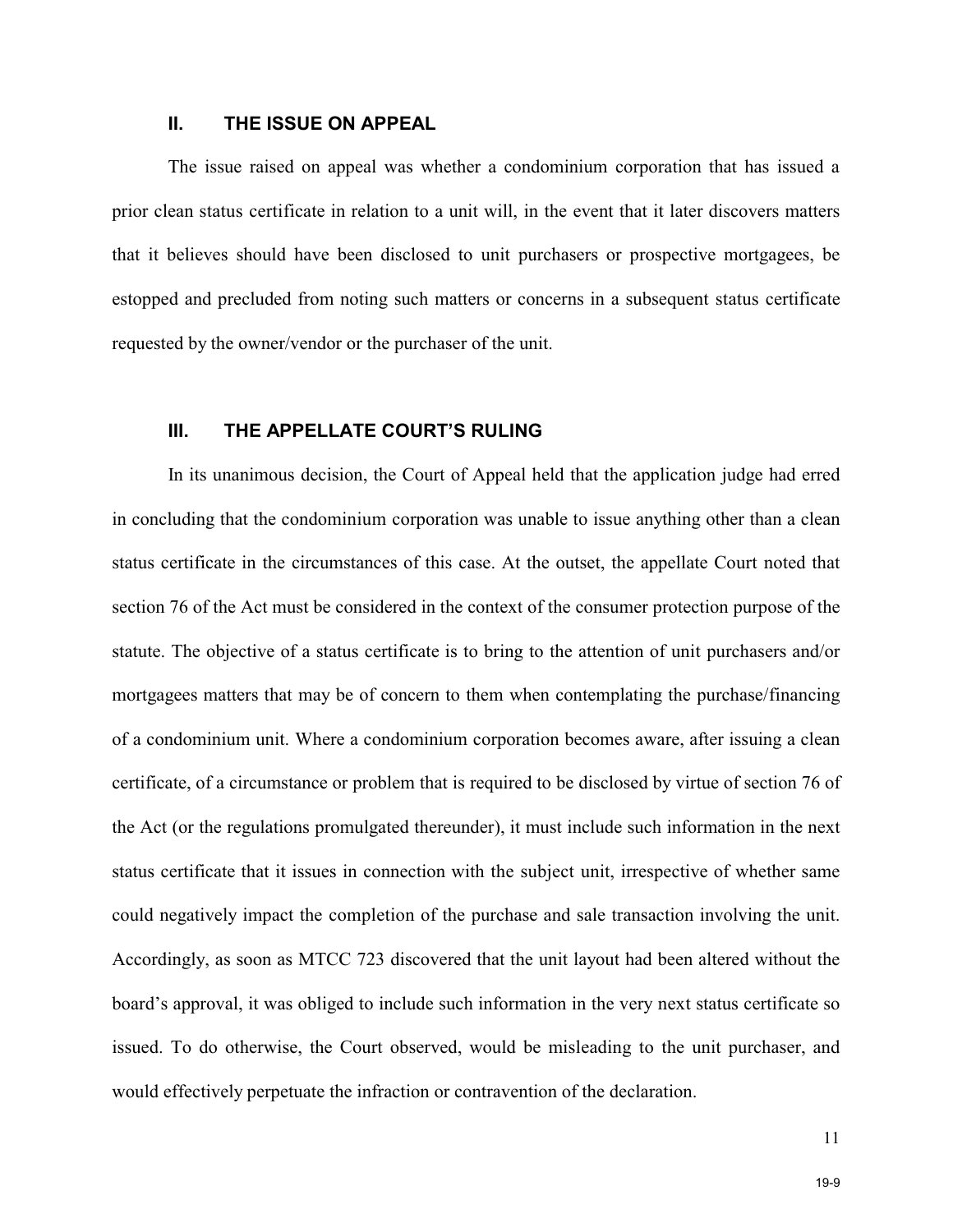## II. THE ISSUE ON APPEAL

The issue raised on appeal was whether a condominium corporation that has issued a prior clean status certificate in relation to a unit will, in the event that it later discovers matters that it believes should have been disclosed to unit purchasers or prospective mortgagees, be estopped and precluded from noting such matters or concerns in a subsequent status certificate requested by the owner/vendor or the purchaser of the unit.

## III. THE APPELLATE COURT'S RULING

In its unanimous decision, the Court of Appeal held that the application judge had erred in concluding that the condominium corporation was unable to issue anything other than a clean status certificate in the circumstances of this case. At the outset, the appellate Court noted that section 76 of the Act must be considered in the context of the consumer protection purpose of the statute. The objective of a status certificate is to bring to the attention of unit purchasers and/or mortgagees matters that may be of concern to them when contemplating the purchase/financing of a condominium unit. Where a condominium corporation becomes aware, after issuing a clean certificate, of a circumstance or problem that is required to be disclosed by virtue of section 76 of the Act (or the regulations promulgated thereunder), it must include such information in the next status certificate that it issues in connection with the subject unit, irrespective of whether same could negatively impact the completion of the purchase and sale transaction involving the unit. Accordingly, as soon as MTCC 723 discovered that the unit layout had been altered without the board's approval, it was obliged to include such information in the very next status certificate so issued. To do otherwise, the Court observed, would be misleading to the unit purchaser, and would effectively perpetuate the infraction or contravention of the declaration.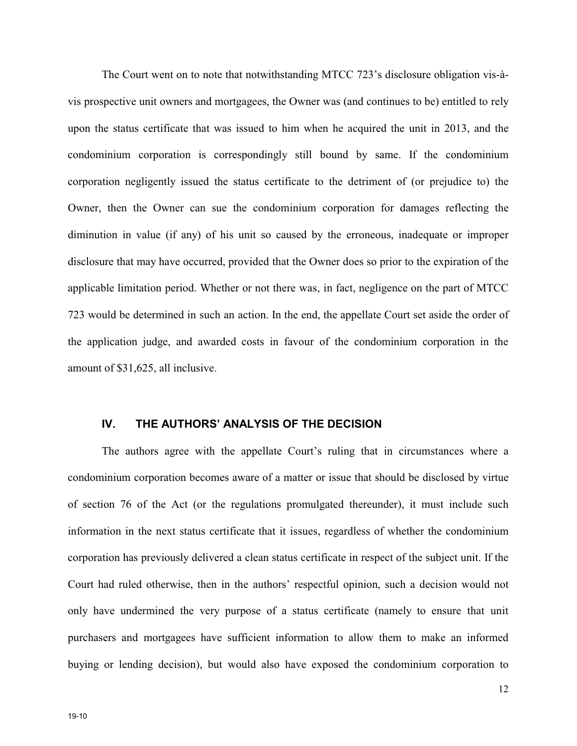The Court went on to note that notwithstanding MTCC 723's disclosure obligation vis-à-vis prospective unit owners and mortgagees, the Owner was (and continues to be) entitled to rely upon the status certificate that was issued to him when he acquired the unit in 2013, and the condominium corporation is correspondingly still bound by same. If the condominium corporation negligently issued the status certificate to the detriment of (or prejudice to) the Owner, then the Owner can sue the condominium corporation for damages reflecting the diminution in value (if any) of his unit so caused by the erroneous, inadequate or improper disclosure that may have occurred, provided that the Owner does so prior to the expiration of the applicable limitation period. Whether or not there was, in fact, negligence on the part of MTCC 723 would be determined in such an action. In the end, the appellate Court set aside the order of the application judge, and awarded costs in favour of the condominium corporation in the amount of $31,625, all inclusive.

## IV. THE AUTHORS' ANALYSIS OF THE DECISION

The authors agree with the appellate Court's ruling that in circumstances where a condominium corporation becomes aware of a matter or issue that should be disclosed by virtue of section 76 of the Act (or the regulations promulgated thereunder), it must include such information in the next status certificate that it issues, regardless of whether the condominium corporation has previously delivered a clean status certificate in respect of the subject unit. If the Court had ruled otherwise, then in the authors' respectful opinion, such a decision would not only have undermined the very purpose of a status certificate (namely to ensure that unit purchasers and mortgagees have sufficient information to allow them to make an informed buying or lending decision), but would also have exposed the condominium corporation to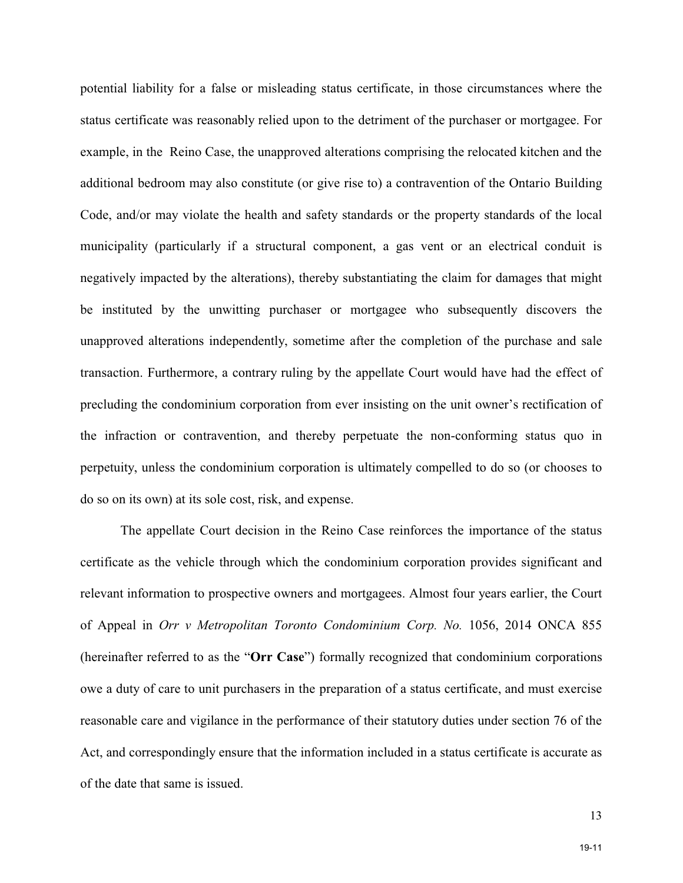potential liability for a false or misleading status certificate, in those circumstances where the status certificate was reasonably relied upon to the detriment of the purchaser or mortgagee. For example, in the Reino Case, the unapproved alterations comprising the relocated kitchen and the additional bedroom may also constitute (or give rise to) a contravention of the Ontario Building Code, and/or may violate the health and safety standards or the property standards of the local municipality (particularly if a structural component, a gas vent or an electrical conduit is negatively impacted by the alterations), thereby substantiating the claim for damages that might be instituted by the unwitting purchaser or mortgagee who subsequently discovers the unapproved alterations independently, sometime after the completion of the purchase and sale transaction. Furthermore, a contrary ruling by the appellate Court would have had the effect of precluding the condominium corporation from ever insisting on the unit owner's rectification of the infraction or contravention, and thereby perpetuate the non-conforming status quo in perpetuity, unless the condominium corporation is ultimately compelled to do so (or chooses to do so on its own) at its sole cost, risk, and expense.

The appellate Court decision in the Reino Case reinforces the importance of the status certificate as the vehicle through which the condominium corporation provides significant and relevant information to prospective owners and mortgagees. Almost four years earlier, the Court of Appeal in *Orr v Metropolitan Toronto Condominium Corp. No.* 1056, 2014 ONCA 855 (hereinafter referred to as the "**Orr Case**") formally recognized that condominium corporations owe a duty of care to unit purchasers in the preparation of a status certificate, and must exercise reasonable care and vigilance in the performance of their statutory duties under section 76 of the Act, and correspondingly ensure that the information included in a status certificate is accurate as of the date that same is issued.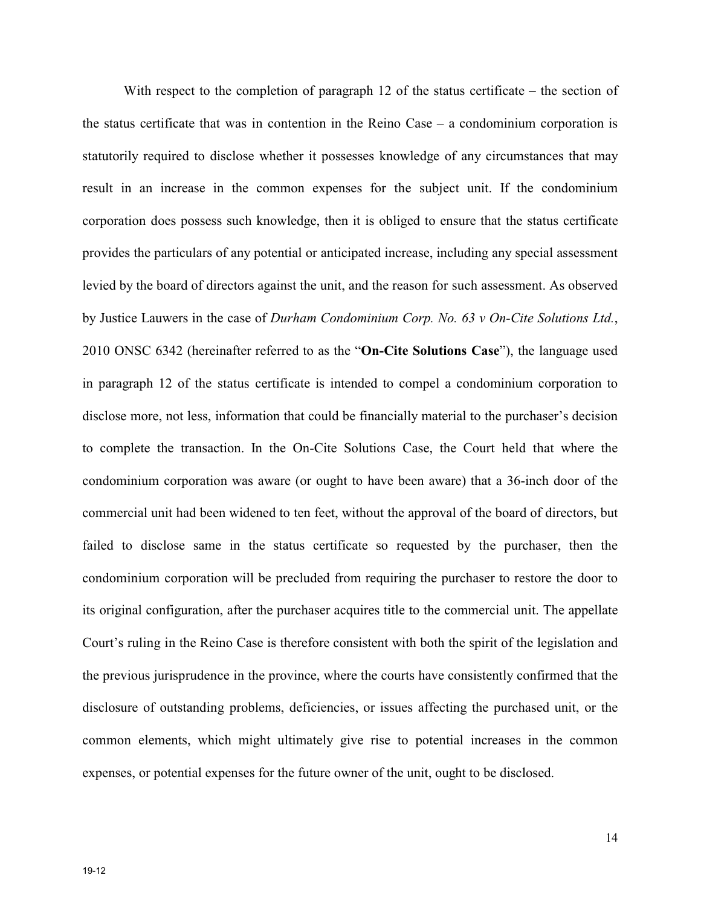With respect to the completion of paragraph 12 of the status certificate – the section of the status certificate that was in contention in the Reino Case – a condominium corporation is statutorily required to disclose whether it possesses knowledge of any circumstances that may result in an increase in the common expenses for the subject unit. If the condominium corporation does possess such knowledge, then it is obliged to ensure that the status certificate provides the particulars of any potential or anticipated increase, including any special assessment levied by the board of directors against the unit, and the reason for such assessment. As observed by Justice Lauwers in the case of *Durham Condominium Corp. No. 63 v On-Cite Solutions Ltd.*, 2010 ONSC 6342 (hereinafter referred to as the "**On-Cite Solutions Case**"), the language used in paragraph 12 of the status certificate is intended to compel a condominium corporation to disclose more, not less, information that could be financially material to the purchaser's decision to complete the transaction. In the On-Cite Solutions Case, the Court held that where the condominium corporation was aware (or ought to have been aware) that a 36-inch door of the commercial unit had been widened to ten feet, without the approval of the board of directors, but failed to disclose same in the status certificate so requested by the purchaser, then the condominium corporation will be precluded from requiring the purchaser to restore the door to its original configuration, after the purchaser acquires title to the commercial unit. The appellate Court's ruling in the Reino Case is therefore consistent with both the spirit of the legislation and the previous jurisprudence in the province, where the courts have consistently confirmed that the disclosure of outstanding problems, deficiencies, or issues affecting the purchased unit, or the common elements, which might ultimately give rise to potential increases in the common expenses, or potential expenses for the future owner of the unit, ought to be disclosed.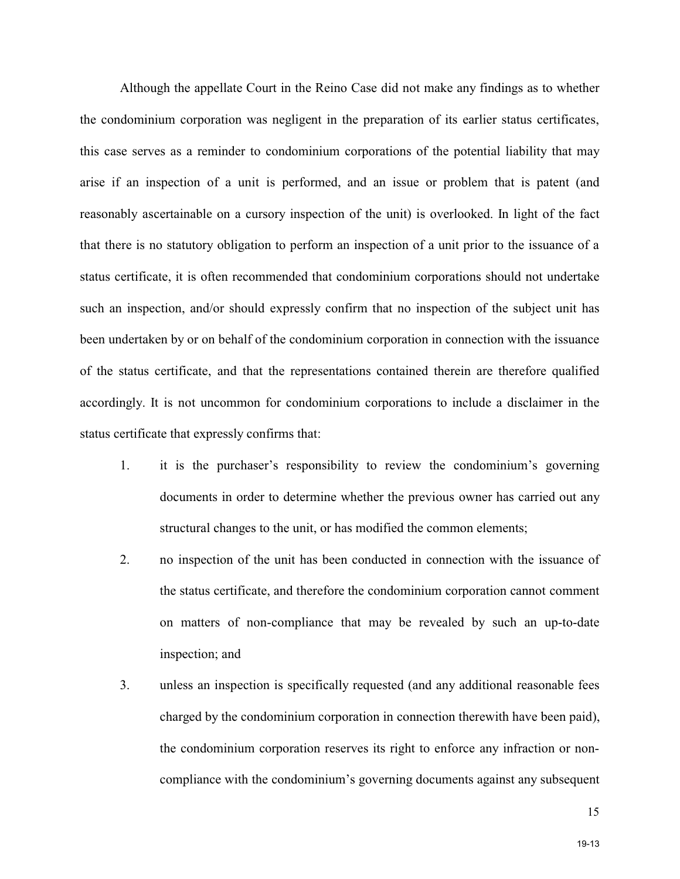Although the appellate Court in the Reino Case did not make any findings as to whether the condominium corporation was negligent in the preparation of its earlier status certificates, this case serves as a reminder to condominium corporations of the potential liability that may arise if an inspection of a unit is performed, and an issue or problem that is patent (and reasonably ascertainable on a cursory inspection of the unit) is overlooked. In light of the fact that there is no statutory obligation to perform an inspection of a unit prior to the issuance of a status certificate, it is often recommended that condominium corporations should not undertake such an inspection, and/or should expressly confirm that no inspection of the subject unit has been undertaken by or on behalf of the condominium corporation in connection with the issuance of the status certificate, and that the representations contained therein are therefore qualified accordingly. It is not uncommon for condominium corporations to include a disclaimer in the status certificate that expressly confirms that:

1. it is the purchaser's responsibility to review the condominium's governing documents in order to determine whether the previous owner has carried out any structural changes to the unit, or has modified the common elements;
2. no inspection of the unit has been conducted in connection with the issuance of the status certificate, and therefore the condominium corporation cannot comment on matters of non-compliance that may be revealed by such an up-to-date inspection; and
3. unless an inspection is specifically requested (and any additional reasonable fees charged by the condominium corporation in connection therewith have been paid), the condominium corporation reserves its right to enforce any infraction or non-compliance with the condominium's governing documents against any subsequent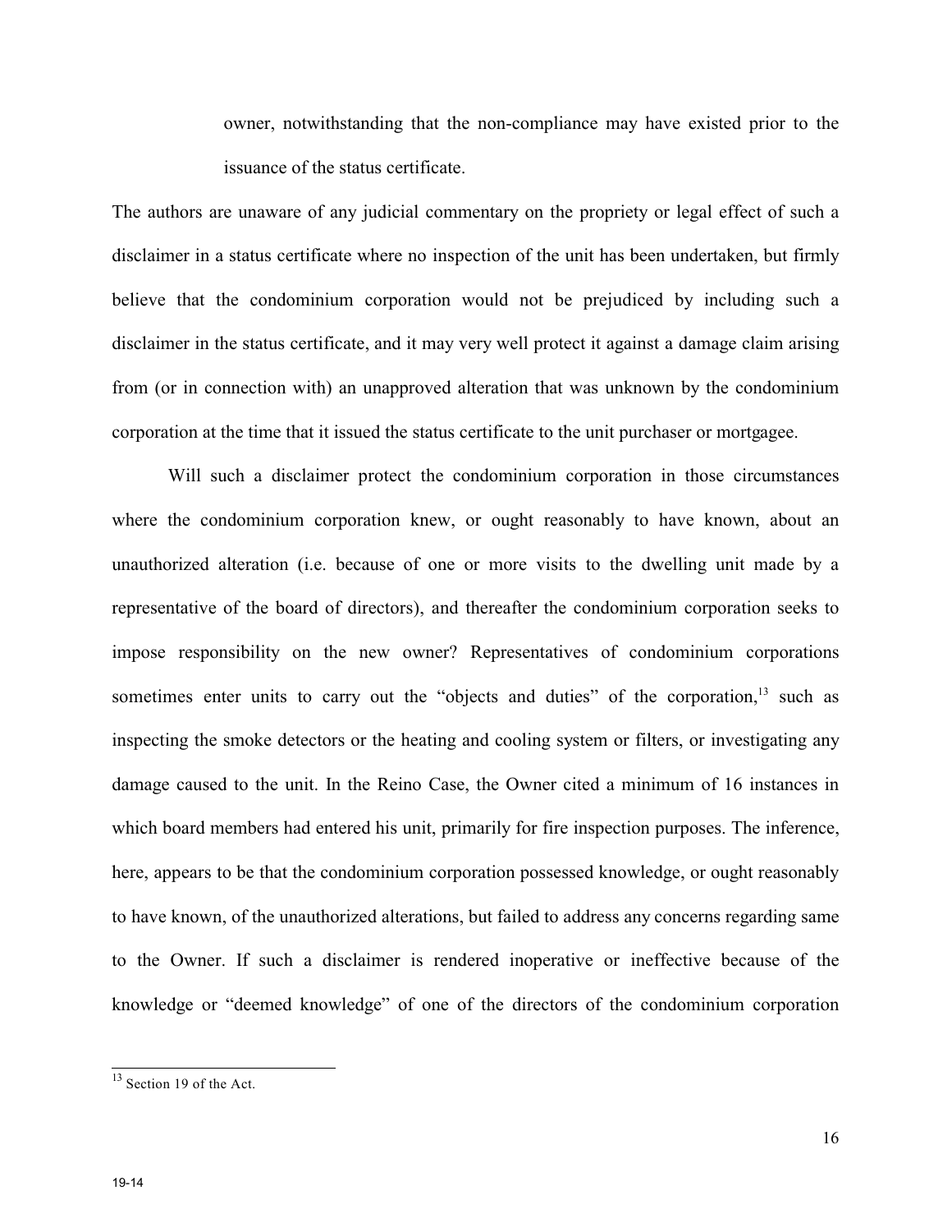owner, notwithstanding that the non-compliance may have existed prior to the issuance of the status certificate.

The authors are unaware of any judicial commentary on the propriety or legal effect of such a disclaimer in a status certificate where no inspection of the unit has been undertaken, but firmly believe that the condominium corporation would not be prejudiced by including such a disclaimer in the status certificate, and it may very well protect it against a damage claim arising from (or in connection with) an unapproved alteration that was unknown by the condominium corporation at the time that it issued the status certificate to the unit purchaser or mortgagee.

Will such a disclaimer protect the condominium corporation in those circumstances where the condominium corporation knew, or ought reasonably to have known, about an unauthorized alteration (i.e. because of one or more visits to the dwelling unit made by a representative of the board of directors), and thereafter the condominium corporation seeks to impose responsibility on the new owner? Representatives of condominium corporations sometimes enter units to carry out the "objects and duties" of the corporation,[13] such as inspecting the smoke detectors or the heating and cooling system or filters, or investigating any damage caused to the unit. In the Reino Case, the Owner cited a minimum of 16 instances in which board members had entered his unit, primarily for fire inspection purposes. The inference, here, appears to be that the condominium corporation possessed knowledge, or ought reasonably to have known, of the unauthorized alterations, but failed to address any concerns regarding same to the Owner. If such a disclaimer is rendered inoperative or ineffective because of the knowledge or "deemed knowledge" of one of the directors of the condominium corporation

[13] Section 19 of the Act.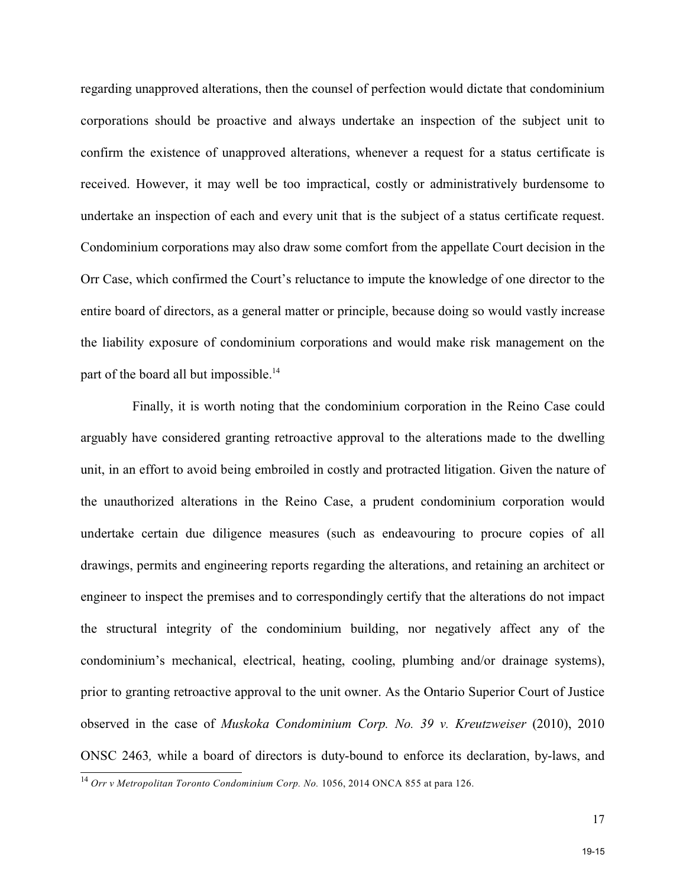regarding unapproved alterations, then the counsel of perfection would dictate that condominium corporations should be proactive and always undertake an inspection of the subject unit to confirm the existence of unapproved alterations, whenever a request for a status certificate is received. However, it may well be too impractical, costly or administratively burdensome to undertake an inspection of each and every unit that is the subject of a status certificate request. Condominium corporations may also draw some comfort from the appellate Court decision in the Orr Case, which confirmed the Court's reluctance to impute the knowledge of one director to the entire board of directors, as a general matter or principle, because doing so would vastly increase the liability exposure of condominium corporations and would make risk management on the part of the board all but impossible.[14]

Finally, it is worth noting that the condominium corporation in the Reino Case could arguably have considered granting retroactive approval to the alterations made to the dwelling unit, in an effort to avoid being embroiled in costly and protracted litigation. Given the nature of the unauthorized alterations in the Reino Case, a prudent condominium corporation would undertake certain due diligence measures (such as endeavouring to procure copies of all drawings, permits and engineering reports regarding the alterations, and retaining an architect or engineer to inspect the premises and to correspondingly certify that the alterations do not impact the structural integrity of the condominium building, nor negatively affect any of the condominium's mechanical, electrical, heating, cooling, plumbing and/or drainage systems), prior to granting retroactive approval to the unit owner. As the Ontario Superior Court of Justice observed in the case of *Muskoka Condominium Corp. No. 39 v. Kreutzweiser* (2010), 2010 ONSC 2463*,* while a board of directors is duty-bound to enforce its declaration, by-laws, and

---

[14] *Orr v Metropolitan Toronto Condominium Corp. No.* 1056, 2014 ONCA 855 at para 126.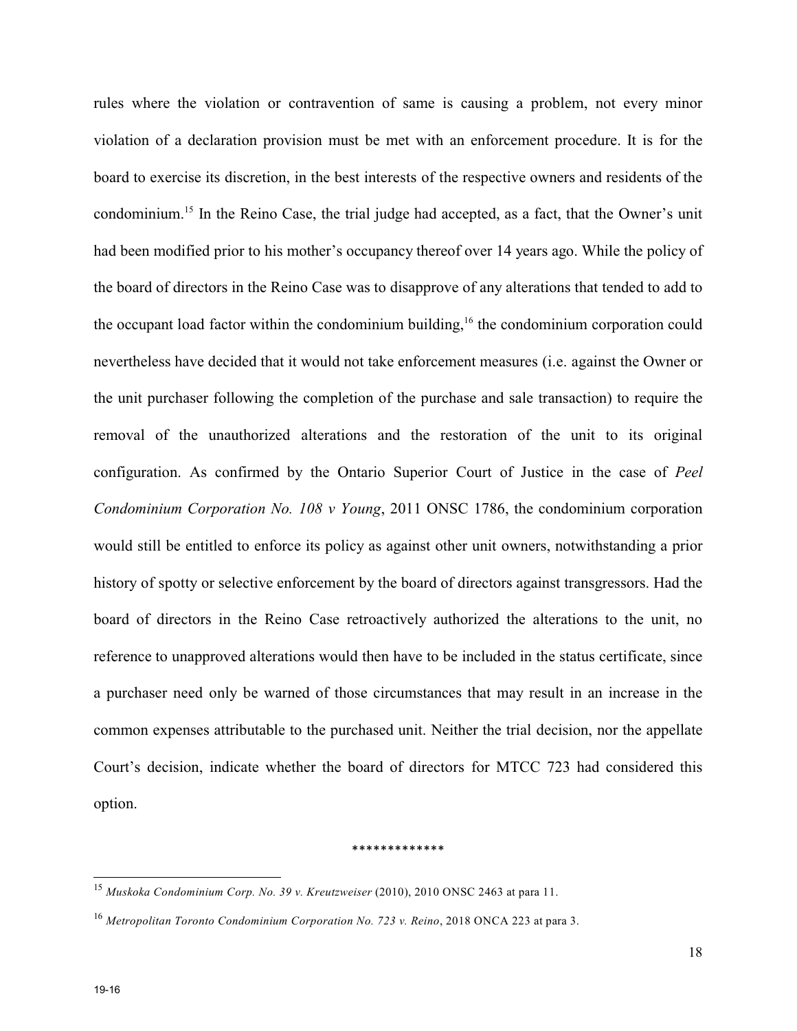rules where the violation or contravention of same is causing a problem, not every minor violation of a declaration provision must be met with an enforcement procedure. It is for the board to exercise its discretion, in the best interests of the respective owners and residents of the condominium.[15] In the Reino Case, the trial judge had accepted, as a fact, that the Owner's unit had been modified prior to his mother's occupancy thereof over 14 years ago. While the policy of the board of directors in the Reino Case was to disapprove of any alterations that tended to add to the occupant load factor within the condominium building,[16] the condominium corporation could nevertheless have decided that it would not take enforcement measures (i.e. against the Owner or the unit purchaser following the completion of the purchase and sale transaction) to require the removal of the unauthorized alterations and the restoration of the unit to its original configuration. As confirmed by the Ontario Superior Court of Justice in the case of *Peel Condominium Corporation No. 108 v Young*, 2011 ONSC 1786, the condominium corporation would still be entitled to enforce its policy as against other unit owners, notwithstanding a prior history of spotty or selective enforcement by the board of directors against transgressors. Had the board of directors in the Reino Case retroactively authorized the alterations to the unit, no reference to unapproved alterations would then have to be included in the status certificate, since a purchaser need only be warned of those circumstances that may result in an increase in the common expenses attributable to the purchased unit. Neither the trial decision, nor the appellate Court's decision, indicate whether the board of directors for MTCC 723 had considered this option.

*************

[15] *Muskoka Condominium Corp. No. 39 v. Kreutzweiser* (2010), 2010 ONSC 2463 at para 11.

[16] *Metropolitan Toronto Condominium Corporation No. 723 v. Reino*, 2018 ONCA 223 at para 3.